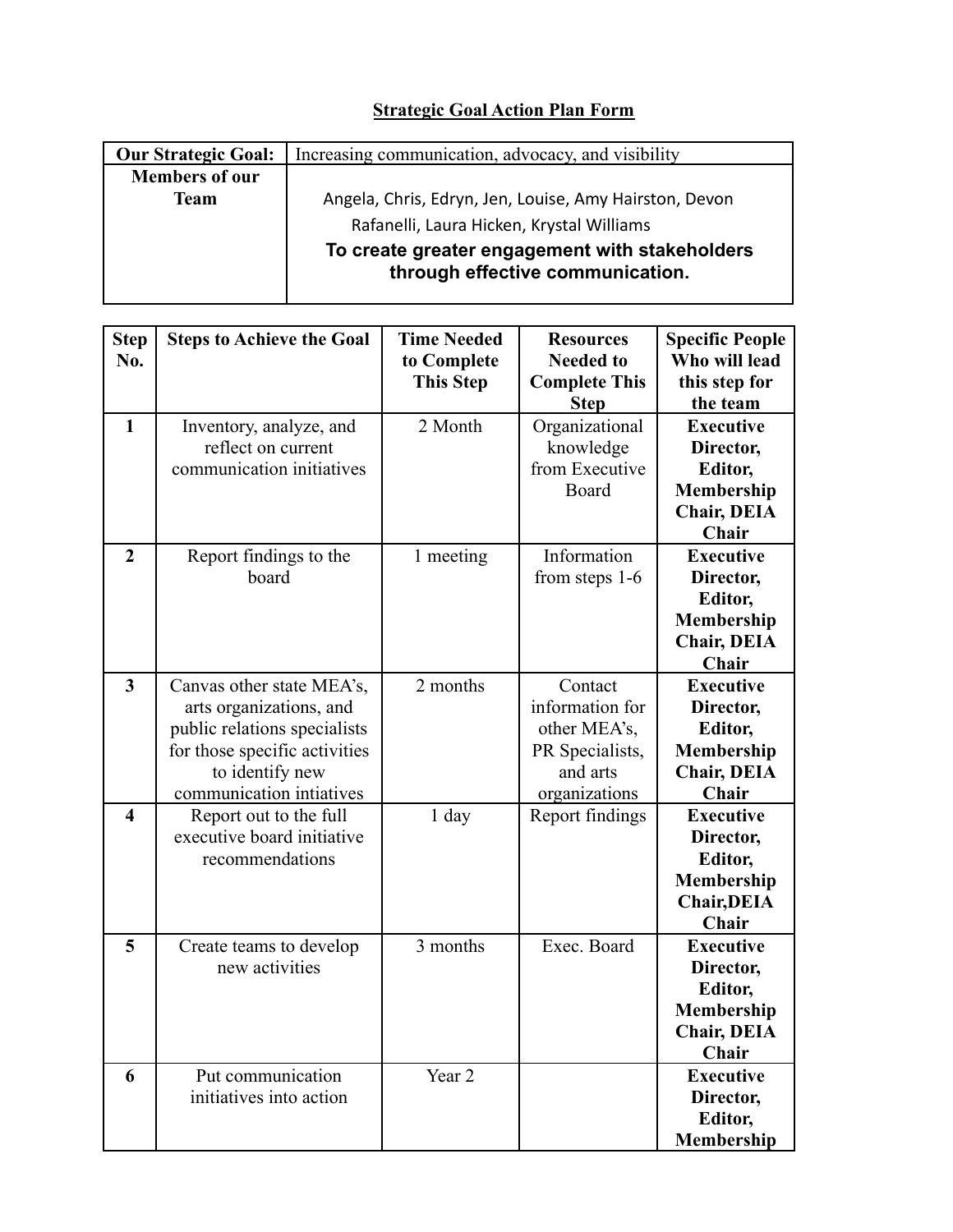**Strategic Goal Action Plan Form**

| **Our Strategic Goal:** | Increasing communication, advocacy, and visibility |
|---|---|
| **Members of our Team** | Angela, Chris, Edryn, Jen, Louise, Amy Hairston, Devon Rafanelli, Laura Hicken, Krystal Williams<br>**To create greater engagement with stakeholders through effective communication.** |

| **Step No.** | **Steps to Achieve the Goal** | **Time Needed to Complete This Step** | **Resources Needed to Complete This Step** | **Specific People Who will lead this step for the team** |
|---|---|---|---|---|
| **1** | Inventory, analyze, and reflect on current communication initiatives | 2 Month | Organizational knowledge from Executive Board | **Executive Director, Editor, Membership Chair, DEIA Chair** |
| **2** | Report findings to the board | 1 meeting | Information from steps 1-6 | **Executive Director, Editor, Membership Chair, DEIA Chair** |
| **3** | Canvas other state MEA's, arts organizations, and public relations specialists for those specific activities to identify new communication intiatives | 2 months | Contact information for other MEA's, PR Specialists, and arts organizations | **Executive Director, Editor, Membership Chair, DEIA Chair** |
| **4** | Report out to the full executive board initiative recommendations | 1 day | Report findings | **Executive Director, Editor, Membership Chair,DEIA Chair** |
| **5** | Create teams to develop new activities | 3 months | Exec. Board | **Executive Director, Editor, Membership Chair, DEIA Chair** |
| **6** | Put communication initiatives into action | Year 2 | | **Executive Director, Editor, Membership** |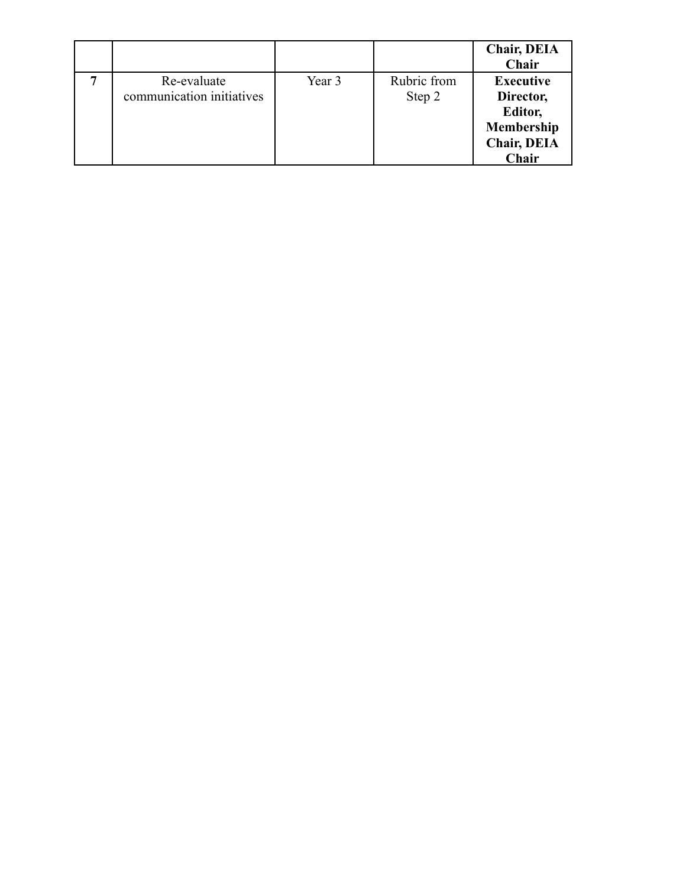| | | | | |
|---|---|---|---|---|
| | | | | **Chair, DEIA Chair** |
| **7** | Re-evaluate communication initiatives | Year 3 | Rubric from Step 2 | **Executive Director, Editor, Membership Chair, DEIA Chair** |